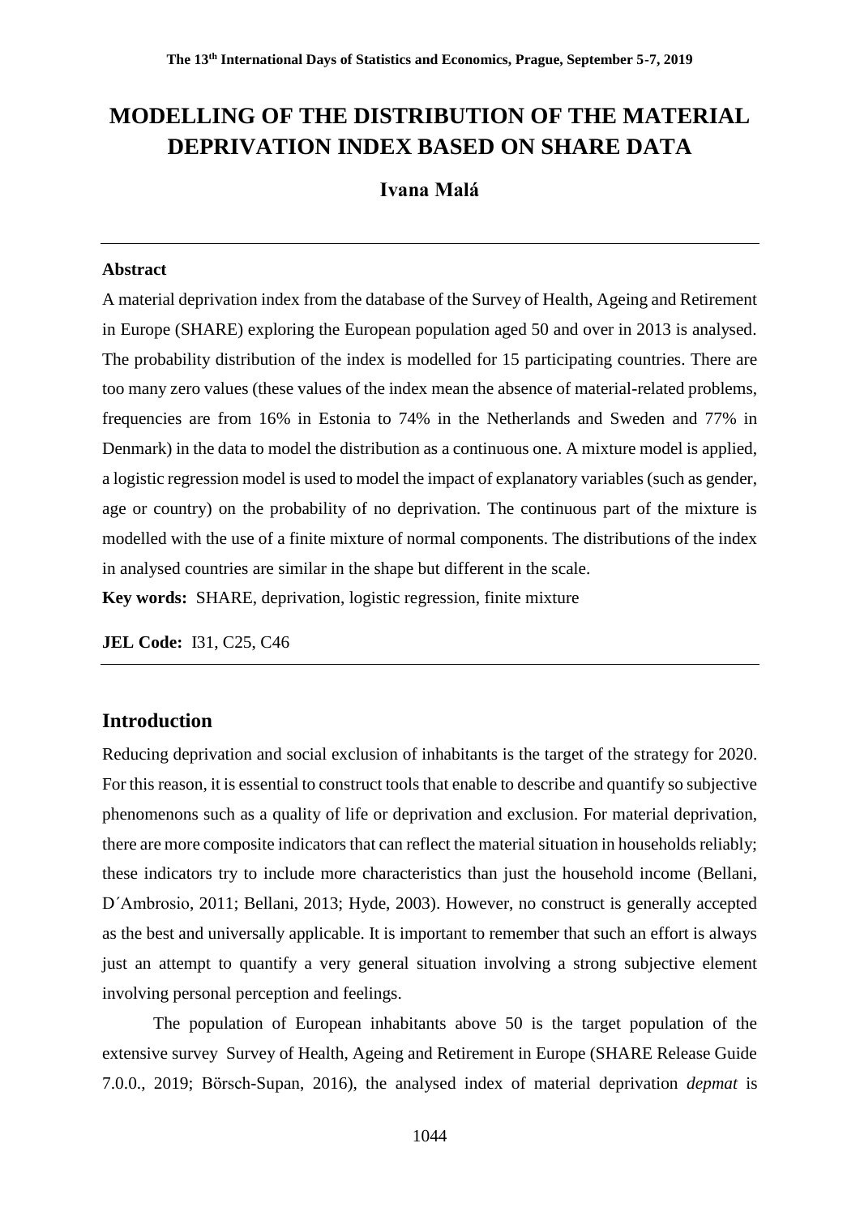# MODELLING OF THE DISTRIBUTION OF THE MATERIAL DEPRIVATION INDEX BASED ON SHARE DATA

**Ivana Malá**

---

**Abstract**

A material deprivation index from the database of the Survey of Health, Ageing and Retirement in Europe (SHARE) exploring the European population aged 50 and over in 2013 is analysed. The probability distribution of the index is modelled for 15 participating countries. There are too many zero values (these values of the index mean the absence of material-related problems, frequencies are from 16% in Estonia to 74% in the Netherlands and Sweden and 77% in Denmark) in the data to model the distribution as a continuous one. A mixture model is applied, a logistic regression model is used to model the impact of explanatory variables (such as gender, age or country) on the probability of no deprivation. The continuous part of the mixture is modelled with the use of a finite mixture of normal components. The distributions of the index in analysed countries are similar in the shape but different in the scale.

**Key words:** SHARE, deprivation, logistic regression, finite mixture

**JEL Code:** I31, C25, C46

---

## Introduction

Reducing deprivation and social exclusion of inhabitants is the target of the strategy for 2020. For this reason, it is essential to construct tools that enable to describe and quantify so subjective phenomenons such as a quality of life or deprivation and exclusion. For material deprivation, there are more composite indicators that can reflect the material situation in households reliably; these indicators try to include more characteristics than just the household income (Bellani, D´Ambrosio, 2011; Bellani, 2013; Hyde, 2003). However, no construct is generally accepted as the best and universally applicable. It is important to remember that such an effort is always just an attempt to quantify a very general situation involving a strong subjective element involving personal perception and feelings.

The population of European inhabitants above 50 is the target population of the extensive survey Survey of Health, Ageing and Retirement in Europe (SHARE Release Guide 7.0.0., 2019; Börsch-Supan, 2016), the analysed index of material deprivation *depmat* is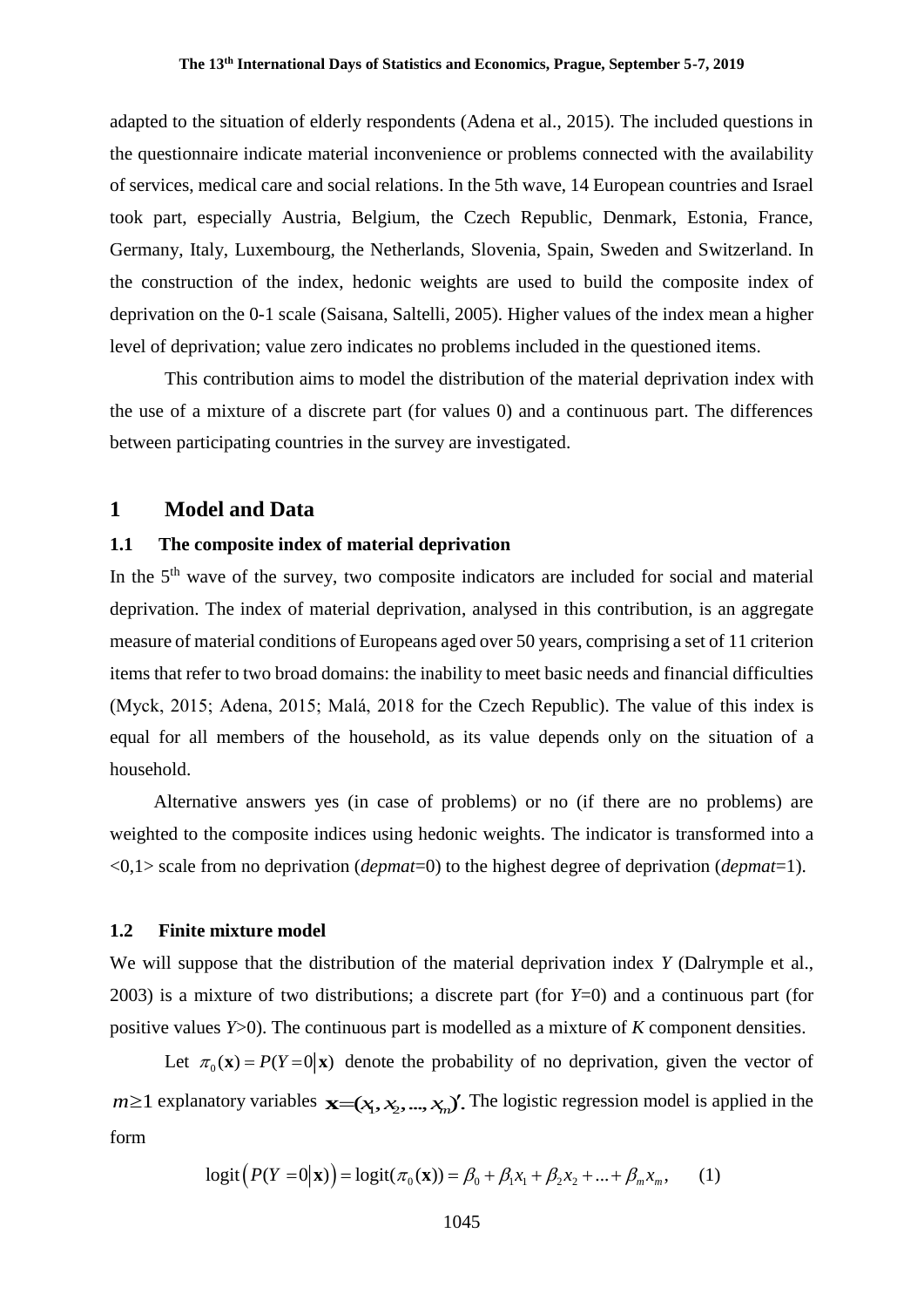adapted to the situation of elderly respondents (Adena et al., 2015). The included questions in the questionnaire indicate material inconvenience or problems connected with the availability of services, medical care and social relations. In the 5th wave, 14 European countries and Israel took part, especially Austria, Belgium, the Czech Republic, Denmark, Estonia, France, Germany, Italy, Luxembourg, the Netherlands, Slovenia, Spain, Sweden and Switzerland. In the construction of the index, hedonic weights are used to build the composite index of deprivation on the 0-1 scale (Saisana, Saltelli, 2005). Higher values of the index mean a higher level of deprivation; value zero indicates no problems included in the questioned items.

This contribution aims to model the distribution of the material deprivation index with the use of a mixture of a discrete part (for values 0) and a continuous part. The differences between participating countries in the survey are investigated.

# 1 Model and Data

## 1.1 The composite index of material deprivation

In the 5th wave of the survey, two composite indicators are included for social and material deprivation. The index of material deprivation, analysed in this contribution, is an aggregate measure of material conditions of Europeans aged over 50 years, comprising a set of 11 criterion items that refer to two broad domains: the inability to meet basic needs and financial difficulties (Myck, 2015; Adena, 2015; Malá, 2018 for the Czech Republic). The value of this index is equal for all members of the household, as its value depends only on the situation of a household.

Alternative answers yes (in case of problems) or no (if there are no problems) are weighted to the composite indices using hedonic weights. The indicator is transformed into a <0,1> scale from no deprivation (*depmat*=0) to the highest degree of deprivation (*depmat*=1).

## 1.2 Finite mixture model

We will suppose that the distribution of the material deprivation index $Y$ (Dalrymple et al., 2003) is a mixture of two distributions; a discrete part (for $Y$=0) and a continuous part (for positive values $Y$>0). The continuous part is modelled as a mixture of $K$ component densities.

Let $\pi_0(\mathbf{x}) = P(Y=0|\mathbf{x})$ denote the probability of no deprivation, given the vector of $m \geq 1$ explanatory variables $\mathbf{x} = (x_1, x_2, ..., x_m)'$. The logistic regression model is applied in the form

$$\text{logit}\left(P(Y=0|\mathbf{x})\right) = \text{logit}(\pi_0(\mathbf{x})) = \beta_0 + \beta_1 x_1 + \beta_2 x_2 + ... + \beta_m x_m, \qquad (1)$$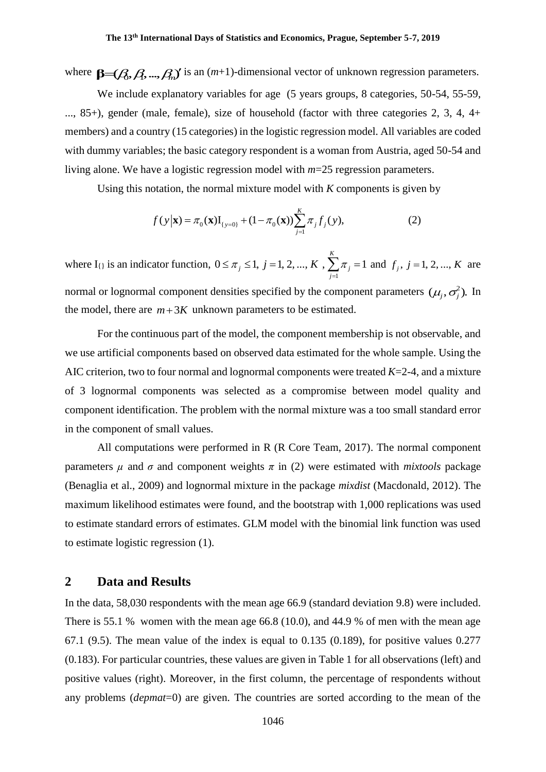where $\boldsymbol{\beta}=(\beta_0, \beta_1, ..., \beta_m)'$ is an ($m$+1)-dimensional vector of unknown regression parameters.

We include explanatory variables for age (5 years groups, 8 categories, 50-54, 55-59, ..., 85+), gender (male, female), size of household (factor with three categories 2, 3, 4, 4+ members) and a country (15 categories) in the logistic regression model. All variables are coded with dummy variables; the basic category respondent is a woman from Austria, aged 50-54 and living alone. We have a logistic regression model with $m$=25 regression parameters.

Using this notation, the normal mixture model with $K$ components is given by

$$f(y|\mathbf{x}) = \pi_0(\mathbf{x}) \mathrm{I}_{\{y=0\}} + (1-\pi_0(\mathbf{x}))\sum_{j=1}^{K} \pi_j f_j(y), \tag{2}$$

where $\mathrm{I}_{\{\}}$ is an indicator function, $0 \le \pi_j \le 1,\ j=1, 2, ..., K$ , $\sum_{j=1}^{K} \pi_j = 1$ and $f_j,\ j=1, 2, ..., K$ are normal or lognormal component densities specified by the component parameters $(\mu_j, \sigma_j^2)$. In the model, there are $m+3K$ unknown parameters to be estimated.

For the continuous part of the model, the component membership is not observable, and we use artificial components based on observed data estimated for the whole sample. Using the AIC criterion, two to four normal and lognormal components were treated $K$=2-4, and a mixture of 3 lognormal components was selected as a compromise between model quality and component identification. The problem with the normal mixture was a too small standard error in the component of small values.

All computations were performed in R (R Core Team, 2017). The normal component parameters $\mu$ and $\sigma$ and component weights $\pi$ in (2) were estimated with *mixtools* package (Benaglia et al., 2009) and lognormal mixture in the package *mixdist* (Macdonald, 2012). The maximum likelihood estimates were found, and the bootstrap with 1,000 replications was used to estimate standard errors of estimates. GLM model with the binomial link function was used to estimate logistic regression (1).

## 2 Data and Results

In the data, 58,030 respondents with the mean age 66.9 (standard deviation 9.8) were included. There is 55.1 % women with the mean age 66.8 (10.0), and 44.9 % of men with the mean age 67.1 (9.5). The mean value of the index is equal to 0.135 (0.189), for positive values 0.277 (0.183). For particular countries, these values are given in Table 1 for all observations (left) and positive values (right). Moreover, in the first column, the percentage of respondents without any problems (*depmat*=0) are given. The countries are sorted according to the mean of the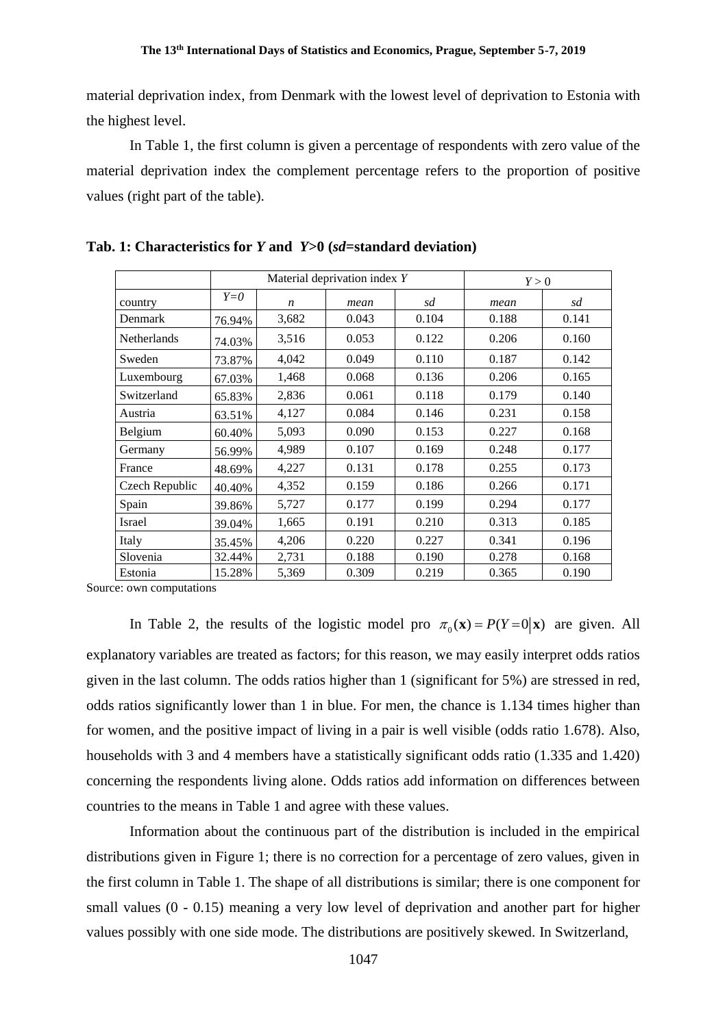material deprivation index, from Denmark with the lowest level of deprivation to Estonia with the highest level.

In Table 1, the first column is given a percentage of respondents with zero value of the material deprivation index the complement percentage refers to the proportion of positive values (right part of the table).

**Tab. 1: Characteristics for *Y* and *Y*>0 (*sd*=standard deviation)**

| | Material deprivation index $Y$ | | | | $Y > 0$ | |
|---|---|---|---|---|---|---|
| country | *Y=0* | *n* | *mean* | *sd* | *mean* | *sd* |
| Denmark | 76.94% | 3,682 | 0.043 | 0.104 | 0.188 | 0.141 |
| Netherlands | 74.03% | 3,516 | 0.053 | 0.122 | 0.206 | 0.160 |
| Sweden | 73.87% | 4,042 | 0.049 | 0.110 | 0.187 | 0.142 |
| Luxembourg | 67.03% | 1,468 | 0.068 | 0.136 | 0.206 | 0.165 |
| Switzerland | 65.83% | 2,836 | 0.061 | 0.118 | 0.179 | 0.140 |
| Austria | 63.51% | 4,127 | 0.084 | 0.146 | 0.231 | 0.158 |
| Belgium | 60.40% | 5,093 | 0.090 | 0.153 | 0.227 | 0.168 |
| Germany | 56.99% | 4,989 | 0.107 | 0.169 | 0.248 | 0.177 |
| France | 48.69% | 4,227 | 0.131 | 0.178 | 0.255 | 0.173 |
| Czech Republic | 40.40% | 4,352 | 0.159 | 0.186 | 0.266 | 0.171 |
| Spain | 39.86% | 5,727 | 0.177 | 0.199 | 0.294 | 0.177 |
| Israel | 39.04% | 1,665 | 0.191 | 0.210 | 0.313 | 0.185 |
| Italy | 35.45% | 4,206 | 0.220 | 0.227 | 0.341 | 0.196 |
| Slovenia | 32.44% | 2,731 | 0.188 | 0.190 | 0.278 | 0.168 |
| Estonia | 15.28% | 5,369 | 0.309 | 0.219 | 0.365 | 0.190 |

Source: own computations

In Table 2, the results of the logistic model pro $\pi_0(\mathbf{x}) = P(Y = 0|\mathbf{x})$ are given. All explanatory variables are treated as factors; for this reason, we may easily interpret odds ratios given in the last column. The odds ratios higher than 1 (significant for 5%) are stressed in red, odds ratios significantly lower than 1 in blue. For men, the chance is 1.134 times higher than for women, and the positive impact of living in a pair is well visible (odds ratio 1.678). Also, households with 3 and 4 members have a statistically significant odds ratio (1.335 and 1.420) concerning the respondents living alone. Odds ratios add information on differences between countries to the means in Table 1 and agree with these values.

Information about the continuous part of the distribution is included in the empirical distributions given in Figure 1; there is no correction for a percentage of zero values, given in the first column in Table 1. The shape of all distributions is similar; there is one component for small values (0 - 0.15) meaning a very low level of deprivation and another part for higher values possibly with one side mode. The distributions are positively skewed. In Switzerland,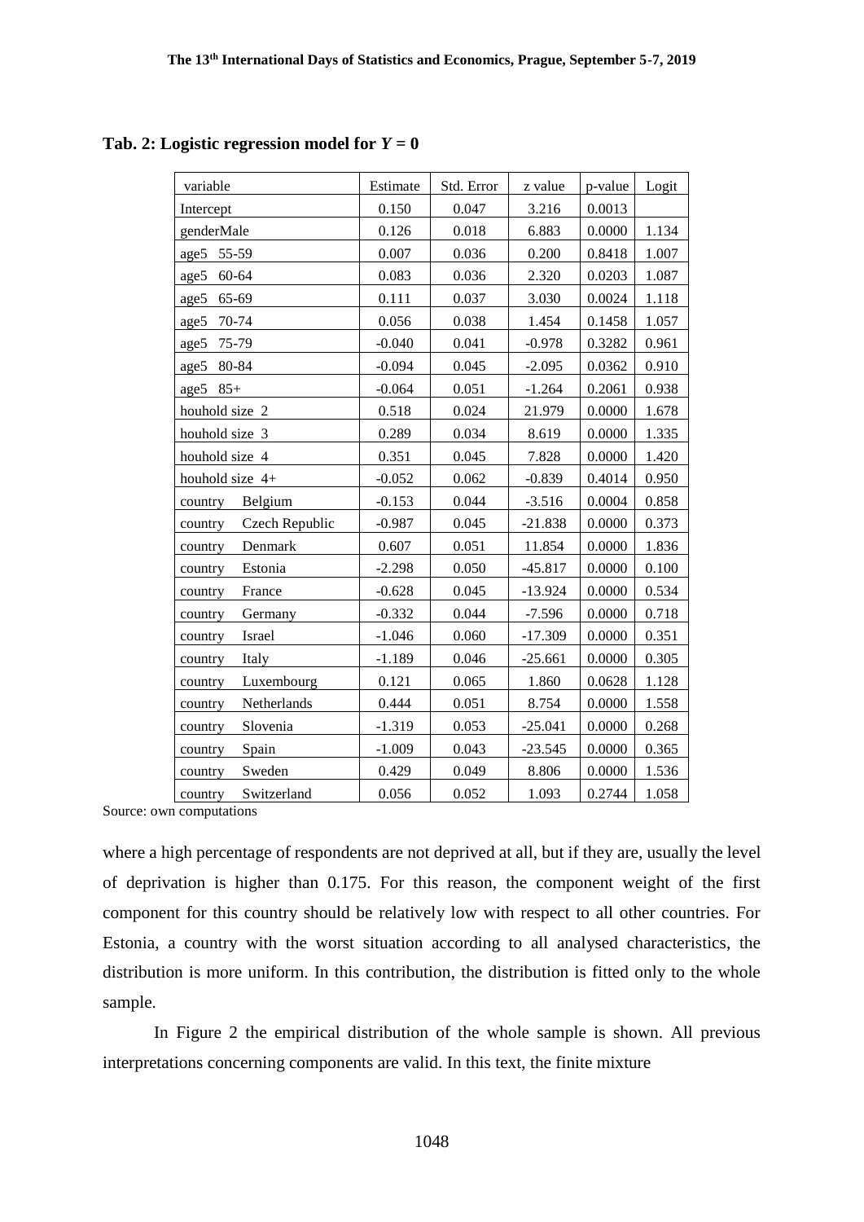**Tab. 2: Logistic regression model for $Y = 0$**

| variable | Estimate | Std. Error | z value | p-value | Logit |
|---|---|---|---|---|---|
| Intercept | 0.150 | 0.047 | 3.216 | 0.0013 | |
| genderMale | 0.126 | 0.018 | 6.883 | 0.0000 | 1.134 |
| age5 55-59 | 0.007 | 0.036 | 0.200 | 0.8418 | 1.007 |
| age5 60-64 | 0.083 | 0.036 | 2.320 | 0.0203 | 1.087 |
| age5 65-69 | 0.111 | 0.037 | 3.030 | 0.0024 | 1.118 |
| age5 70-74 | 0.056 | 0.038 | 1.454 | 0.1458 | 1.057 |
| age5 75-79 | -0.040 | 0.041 | -0.978 | 0.3282 | 0.961 |
| age5 80-84 | -0.094 | 0.045 | -2.095 | 0.0362 | 0.910 |
| age5 85+ | -0.064 | 0.051 | -1.264 | 0.2061 | 0.938 |
| houhold size 2 | 0.518 | 0.024 | 21.979 | 0.0000 | 1.678 |
| houhold size 3 | 0.289 | 0.034 | 8.619 | 0.0000 | 1.335 |
| houhold size 4 | 0.351 | 0.045 | 7.828 | 0.0000 | 1.420 |
| houhold size 4+ | -0.052 | 0.062 | -0.839 | 0.4014 | 0.950 |
| country Belgium | -0.153 | 0.044 | -3.516 | 0.0004 | 0.858 |
| country Czech Republic | -0.987 | 0.045 | -21.838 | 0.0000 | 0.373 |
| country Denmark | 0.607 | 0.051 | 11.854 | 0.0000 | 1.836 |
| country Estonia | -2.298 | 0.050 | -45.817 | 0.0000 | 0.100 |
| country France | -0.628 | 0.045 | -13.924 | 0.0000 | 0.534 |
| country Germany | -0.332 | 0.044 | -7.596 | 0.0000 | 0.718 |
| country Israel | -1.046 | 0.060 | -17.309 | 0.0000 | 0.351 |
| country Italy | -1.189 | 0.046 | -25.661 | 0.0000 | 0.305 |
| country Luxembourg | 0.121 | 0.065 | 1.860 | 0.0628 | 1.128 |
| country Netherlands | 0.444 | 0.051 | 8.754 | 0.0000 | 1.558 |
| country Slovenia | -1.319 | 0.053 | -25.041 | 0.0000 | 0.268 |
| country Spain | -1.009 | 0.043 | -23.545 | 0.0000 | 0.365 |
| country Sweden | 0.429 | 0.049 | 8.806 | 0.0000 | 1.536 |
| country Switzerland | 0.056 | 0.052 | 1.093 | 0.2744 | 1.058 |

Source: own computations

where a high percentage of respondents are not deprived at all, but if they are, usually the level of deprivation is higher than 0.175. For this reason, the component weight of the first component for this country should be relatively low with respect to all other countries. For Estonia, a country with the worst situation according to all analysed characteristics, the distribution is more uniform. In this contribution, the distribution is fitted only to the whole sample.

In Figure 2 the empirical distribution of the whole sample is shown. All previous interpretations concerning components are valid. In this text, the finite mixture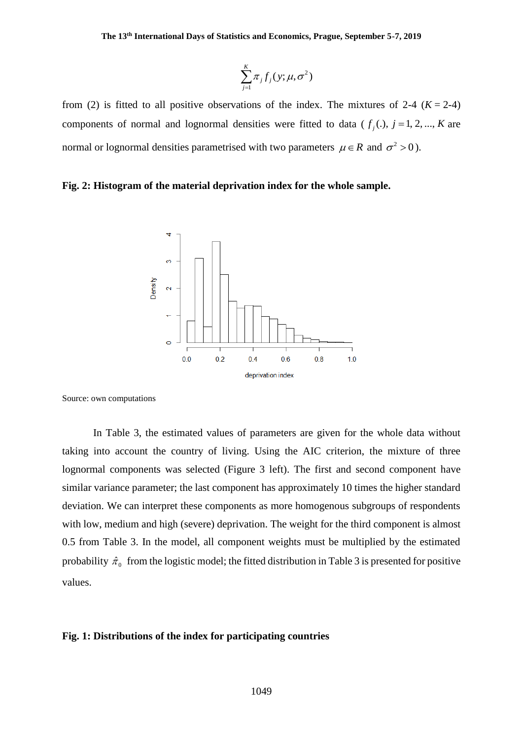$$\sum_{j=1}^{K} \pi_j f_j(y; \mu, \sigma^2)$$

from (2) is fitted to all positive observations of the index. The mixtures of 2-4 ($K$ = 2-4) components of normal and lognormal densities were fitted to data ($f_j(.)$, $j = 1, 2, ..., K$ are normal or lognormal densities parametrised with two parameters $\mu \in R$ and $\sigma^2 > 0$).

**Fig. 2: Histogram of the material deprivation index for the whole sample.**

Source: own computations

In Table 3, the estimated values of parameters are given for the whole data without taking into account the country of living. Using the AIC criterion, the mixture of three lognormal components was selected (Figure 3 left). The first and second component have similar variance parameter; the last component has approximately 10 times the higher standard deviation. We can interpret these components as more homogenous subgroups of respondents with low, medium and high (severe) deprivation. The weight for the third component is almost 0.5 from Table 3. In the model, all component weights must be multiplied by the estimated probability $\hat{\pi}_0$ from the logistic model; the fitted distribution in Table 3 is presented for positive values.

**Fig. 1: Distributions of the index for participating countries**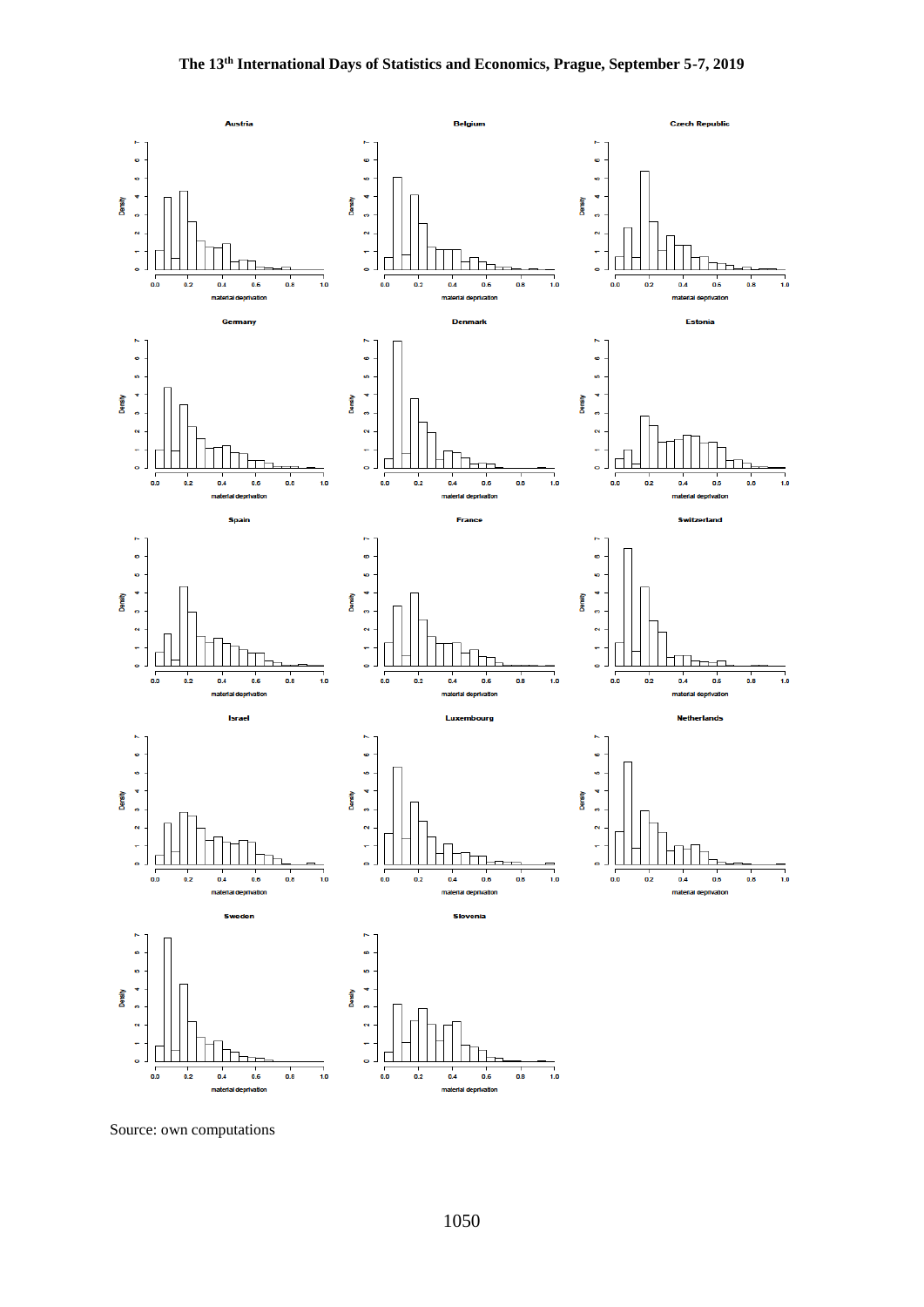Source: own computations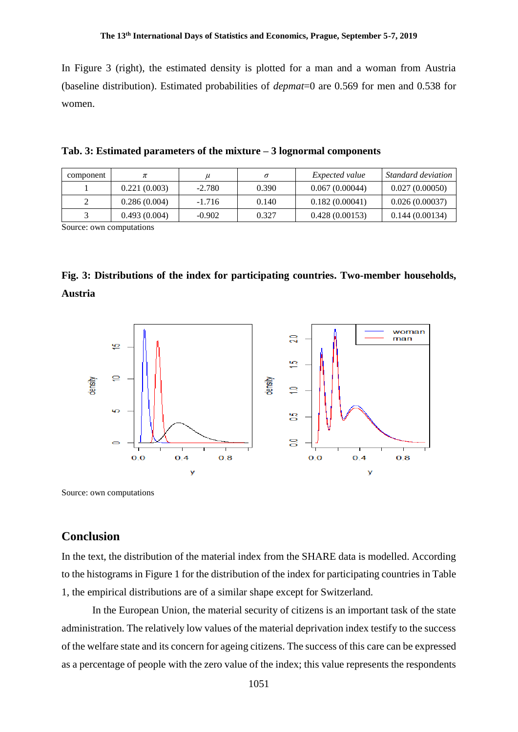In Figure 3 (right), the estimated density is plotted for a man and a woman from Austria (baseline distribution). Estimated probabilities of *depmat*=0 are 0.569 for men and 0.538 for women.

**Tab. 3: Estimated parameters of the mixture – 3 lognormal components**

| component | $\pi$ | $\mu$ | $\sigma$ | *Expected value* | *Standard deviation* |
|---|---|---|---|---|---|
| 1 | 0.221 (0.003) | -2.780 | 0.390 | 0.067 (0.00044) | 0.027 (0.00050) |
| 2 | 0.286 (0.004) | -1.716 | 0.140 | 0.182 (0.00041) | 0.026 (0.00037) |
| 3 | 0.493 (0.004) | -0.902 | 0.327 | 0.428 (0.00153) | 0.144 (0.00134) |

Source: own computations

**Fig. 3: Distributions of the index for participating countries. Two-member households, Austria**

Source: own computations

## Conclusion

In the text, the distribution of the material index from the SHARE data is modelled. According to the histograms in Figure 1 for the distribution of the index for participating countries in Table 1, the empirical distributions are of a similar shape except for Switzerland.

In the European Union, the material security of citizens is an important task of the state administration. The relatively low values of the material deprivation index testify to the success of the welfare state and its concern for ageing citizens. The success of this care can be expressed as a percentage of people with the zero value of the index; this value represents the respondents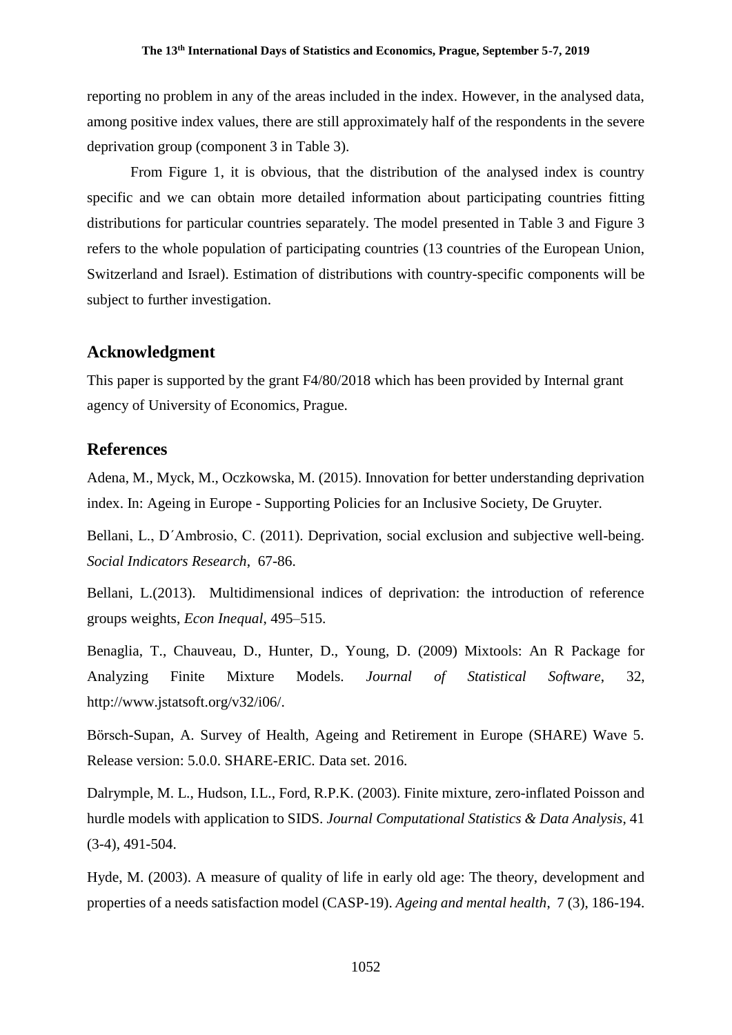reporting no problem in any of the areas included in the index. However, in the analysed data, among positive index values, there are still approximately half of the respondents in the severe deprivation group (component 3 in Table 3).

From Figure 1, it is obvious, that the distribution of the analysed index is country specific and we can obtain more detailed information about participating countries fitting distributions for particular countries separately. The model presented in Table 3 and Figure 3 refers to the whole population of participating countries (13 countries of the European Union, Switzerland and Israel). Estimation of distributions with country-specific components will be subject to further investigation.

## Acknowledgment

This paper is supported by the grant F4/80/2018 which has been provided by Internal grant agency of University of Economics, Prague.

## References

Adena, M., Myck, M., Oczkowska, M. (2015). Innovation for better understanding deprivation index. In: Ageing in Europe - Supporting Policies for an Inclusive Society, De Gruyter.

Bellani, L., D´Ambrosio, C. (2011). Deprivation, social exclusion and subjective well-being. *Social Indicators Research*, 67-86.

Bellani, L.(2013). Multidimensional indices of deprivation: the introduction of reference groups weights, *Econ Inequal*, 495–515.

Benaglia, T., Chauveau, D., Hunter, D., Young, D. (2009) Mixtools: An R Package for Analyzing Finite Mixture Models. *Journal of Statistical Software*, 32, http://www.jstatsoft.org/v32/i06/.

Börsch-Supan, A. Survey of Health, Ageing and Retirement in Europe (SHARE) Wave 5. Release version: 5.0.0. SHARE-ERIC. Data set. 2016.

Dalrymple, M. L., Hudson, I.L., Ford, R.P.K. (2003). Finite mixture, zero-inflated Poisson and hurdle models with application to SIDS. *Journal Computational Statistics & Data Analysis*, 41 (3-4), 491-504.

Hyde, M. (2003). A measure of quality of life in early old age: The theory, development and properties of a needs satisfaction model (CASP-19). *Ageing and mental health*, 7 (3), 186-194.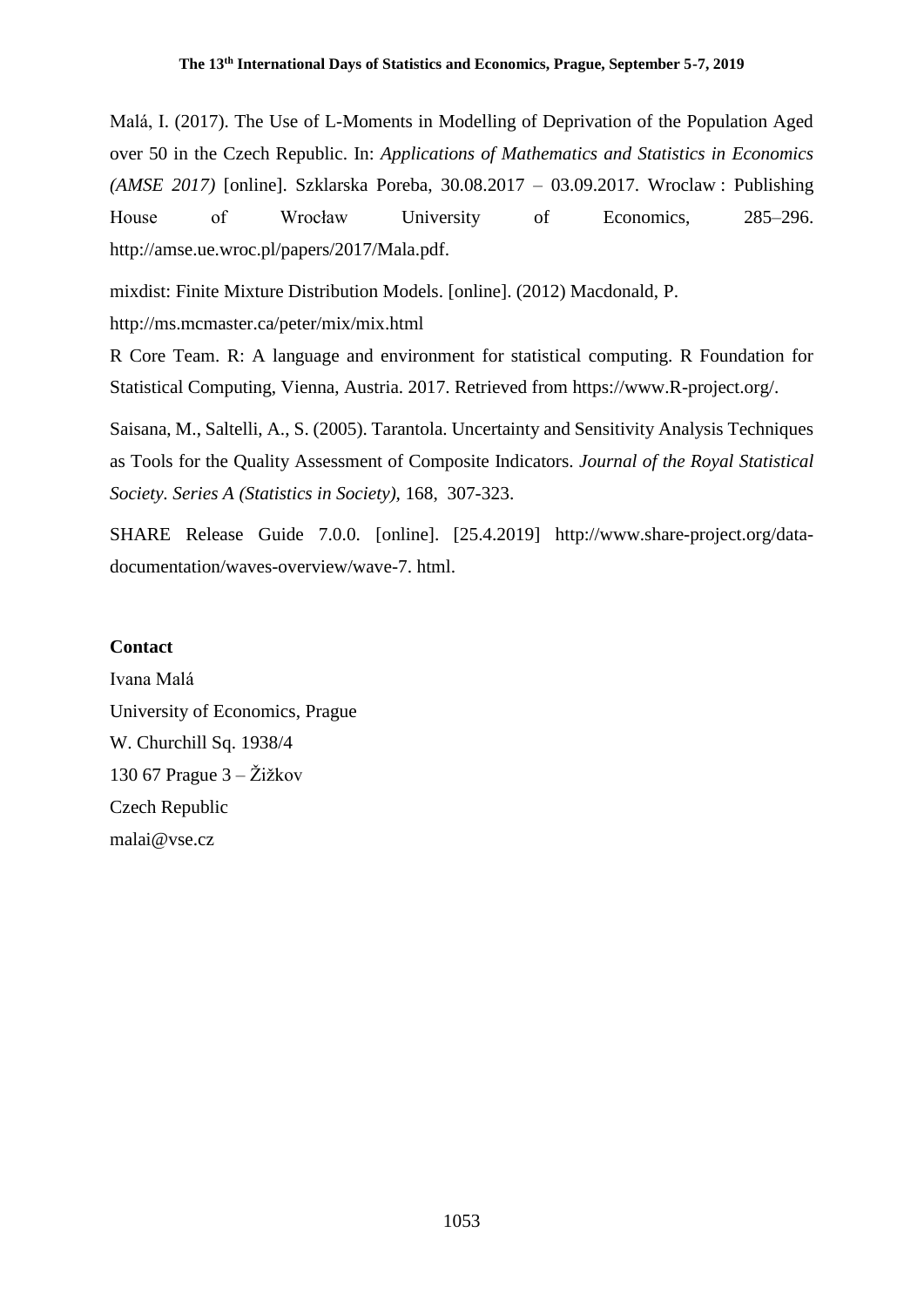Malá, I. (2017). The Use of L-Moments in Modelling of Deprivation of the Population Aged over 50 in the Czech Republic. In: *Applications of Mathematics and Statistics in Economics (AMSE 2017)* [online]. Szklarska Poreba, 30.08.2017 – 03.09.2017. Wroclaw : Publishing House of Wrocław University of Economics, 285–296. http://amse.ue.wroc.pl/papers/2017/Mala.pdf.

mixdist: Finite Mixture Distribution Models. [online]. (2012) Macdonald, P. http://ms.mcmaster.ca/peter/mix/mix.html

R Core Team. R: A language and environment for statistical computing. R Foundation for Statistical Computing, Vienna, Austria. 2017. Retrieved from https://www.R-project.org/.

Saisana, M., Saltelli, A., S. (2005). Tarantola. Uncertainty and Sensitivity Analysis Techniques as Tools for the Quality Assessment of Composite Indicators. *Journal of the Royal Statistical Society. Series A (Statistics in Society)*, 168, 307-323.

SHARE Release Guide 7.0.0. [online]. [25.4.2019] http://www.share-project.org/data-documentation/waves-overview/wave-7. html.

**Contact**

Ivana Malá
University of Economics, Prague
W. Churchill Sq. 1938/4
130 67 Prague 3 – Žižkov
Czech Republic
malai@vse.cz